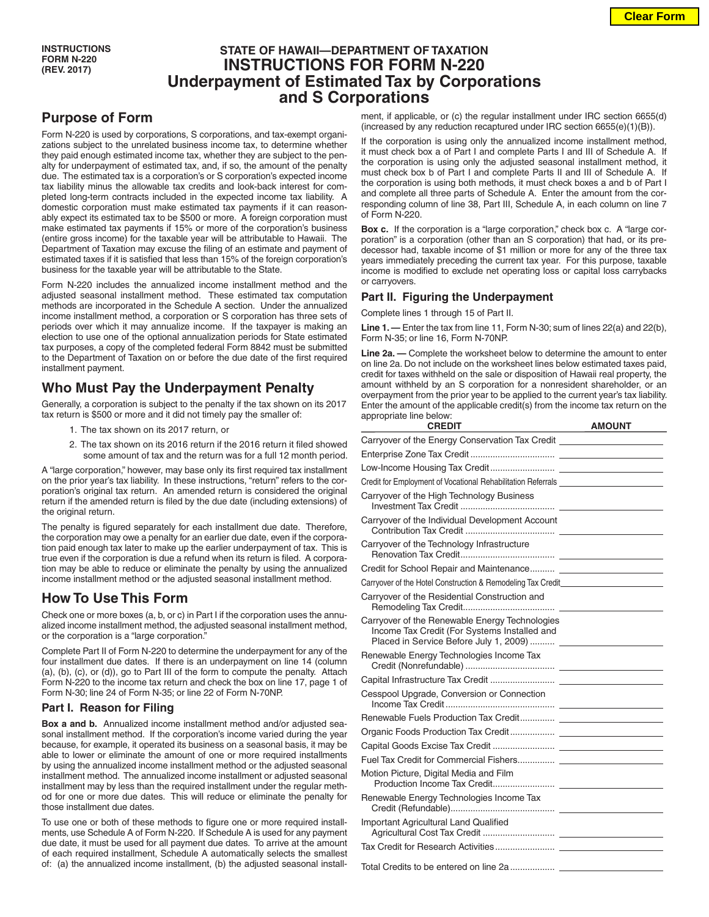INSTRUCTIONS
FORM N-220
(REV. 2017)

# STATE OF HAWAII—DEPARTMENT OF TAXATION
# INSTRUCTIONS FOR FORM N-220
# Underpayment of Estimated Tax by Corporations and S Corporations

## Purpose of Form

Form N-220 is used by corporations, S corporations, and tax-exempt organizations subject to the unrelated business income tax, to determine whether they paid enough estimated income tax, whether they are subject to the penalty for underpayment of estimated tax, and, if so, the amount of the penalty due. The estimated tax is a corporation's or S corporation's expected income tax liability minus the allowable tax credits and look-back interest for completed long-term contracts included in the expected income tax liability. A domestic corporation must make estimated tax payments if it can reasonably expect its estimated tax to be $500 or more. A foreign corporation must make estimated tax payments if 15% or more of the corporation's business (entire gross income) for the taxable year will be attributable to Hawaii. The Department of Taxation may excuse the filing of an estimate and payment of estimated taxes if it is satisfied that less than 15% of the foreign corporation's business for the taxable year will be attributable to the State.

Form N-220 includes the annualized income installment method and the adjusted seasonal installment method. These estimated tax computation methods are incorporated in the Schedule A section. Under the annualized income installment method, a corporation or S corporation has three sets of periods over which it may annualize income. If the taxpayer is making an election to use one of the optional annualization periods for State estimated tax purposes, a copy of the completed federal Form 8842 must be submitted to the Department of Taxation on or before the due date of the first required installment payment.

## Who Must Pay the Underpayment Penalty

Generally, a corporation is subject to the penalty if the tax shown on its 2017 tax return is $500 or more and it did not timely pay the smaller of:

1. The tax shown on its 2017 return, or
2. The tax shown on its 2016 return if the 2016 return it filed showed some amount of tax and the return was for a full 12 month period.

A "large corporation," however, may base only its first required tax installment on the prior year's tax liability. In these instructions, "return" refers to the corporation's original tax return. An amended return is considered the original return if the amended return is filed by the due date (including extensions) of the original return.

The penalty is figured separately for each installment due date. Therefore, the corporation may owe a penalty for an earlier due date, even if the corporation paid enough tax later to make up the earlier underpayment of tax. This is true even if the corporation is due a refund when its return is filed. A corporation may be able to reduce or eliminate the penalty by using the annualized income installment method or the adjusted seasonal installment method.

## How To Use This Form

Check one or more boxes (a, b, or c) in Part I if the corporation uses the annualized income installment method, the adjusted seasonal installment method, or the corporation is a "large corporation."

Complete Part II of Form N-220 to determine the underpayment for any of the four installment due dates. If there is an underpayment on line 14 (column (a), (b), (c), or (d)), go to Part III of the form to compute the penalty. Attach Form N-220 to the income tax return and check the box on line 17, page 1 of Form N-30; line 24 of Form N-35; or line 22 of Form N-70NP.

### Part I. Reason for Filing

**Box a and b.** Annualized income installment method and/or adjusted seasonal installment method. If the corporation's income varied during the year because, for example, it operated its business on a seasonal basis, it may be able to lower or eliminate the amount of one or more required installments by using the annualized income installment method or the adjusted seasonal installment method. The annualized income installment or adjusted seasonal installment may by less than the required installment under the regular method for one or more due dates. This will reduce or eliminate the penalty for those installment due dates.

To use one or both of these methods to figure one or more required installments, use Schedule A of Form N-220. If Schedule A is used for any payment due date, it must be used for all payment due dates. To arrive at the amount of each required installment, Schedule A automatically selects the smallest of: (a) the annualized income installment, (b) the adjusted seasonal installment, if applicable, or (c) the regular installment under IRC section 6655(d) (increased by any reduction recaptured under IRC section 6655(e)(1)(B)).

If the corporation is using only the annualized income installment method, it must check box a of Part I and complete Parts I and III of Schedule A. If the corporation is using only the adjusted seasonal installment method, it must check box b of Part I and complete Parts II and III of Schedule A. If the corporation is using both methods, it must check boxes a and b of Part I and complete all three parts of Schedule A. Enter the amount from the corresponding column of line 38, Part III, Schedule A, in each column on line 7 of Form N-220.

**Box c.** If the corporation is a "large corporation," check box c. A "large corporation" is a corporation (other than an S corporation) that had, or its predecessor had, taxable income of $1 million or more for any of the three tax years immediately preceding the current tax year. For this purpose, taxable income is modified to exclude net operating loss or capital loss carrybacks or carryovers.

### Part II. Figuring the Underpayment

Complete lines 1 through 15 of Part II.

**Line 1. —** Enter the tax from line 11, Form N-30; sum of lines 22(a) and 22(b), Form N-35; or line 16, Form N-70NP.

**Line 2a. —** Complete the worksheet below to determine the amount to enter on line 2a. Do not include on the worksheet lines below estimated taxes paid, credit for taxes withheld on the sale or disposition of Hawaii real property, the amount withheld by an S corporation for a nonresident shareholder, or an overpayment from the prior year to be applied to the current year's tax liability. Enter the amount of the applicable credit(s) from the income tax return on the appropriate line below:

| CREDIT | AMOUNT |
|---|---|
| Carryover of the Energy Conservation Tax Credit | |
| Enterprise Zone Tax Credit | |
| Low-Income Housing Tax Credit | |
| Credit for Employment of Vocational Rehabilitation Referrals | |
| Carryover of the High Technology Business Investment Tax Credit | |
| Carryover of the Individual Development Account Contribution Tax Credit | |
| Carryover of the Technology Infrastructure Renovation Tax Credit | |
| Credit for School Repair and Maintenance | |
| Carryover of the Hotel Construction & Remodeling Tax Credit | |
| Carryover of the Residential Construction and Remodeling Tax Credit | |
| Carryover of the Renewable Energy Technologies Income Tax Credit (For Systems Installed and Placed in Service Before July 1, 2009) | |
| Renewable Energy Technologies Income Tax Credit (Nonrefundable) | |
| Capital Infrastructure Tax Credit | |
| Cesspool Upgrade, Conversion or Connection Income Tax Credit | |
| Renewable Fuels Production Tax Credit | |
| Organic Foods Production Tax Credit | |
| Capital Goods Excise Tax Credit | |
| Fuel Tax Credit for Commercial Fishers | |
| Motion Picture, Digital Media and Film Production Income Tax Credit | |
| Renewable Energy Technologies Income Tax Credit (Refundable) | |
| Important Agricultural Land Qualified Agricultural Cost Tax Credit | |
| Tax Credit for Research Activities | |
| Total Credits to be entered on line 2a | |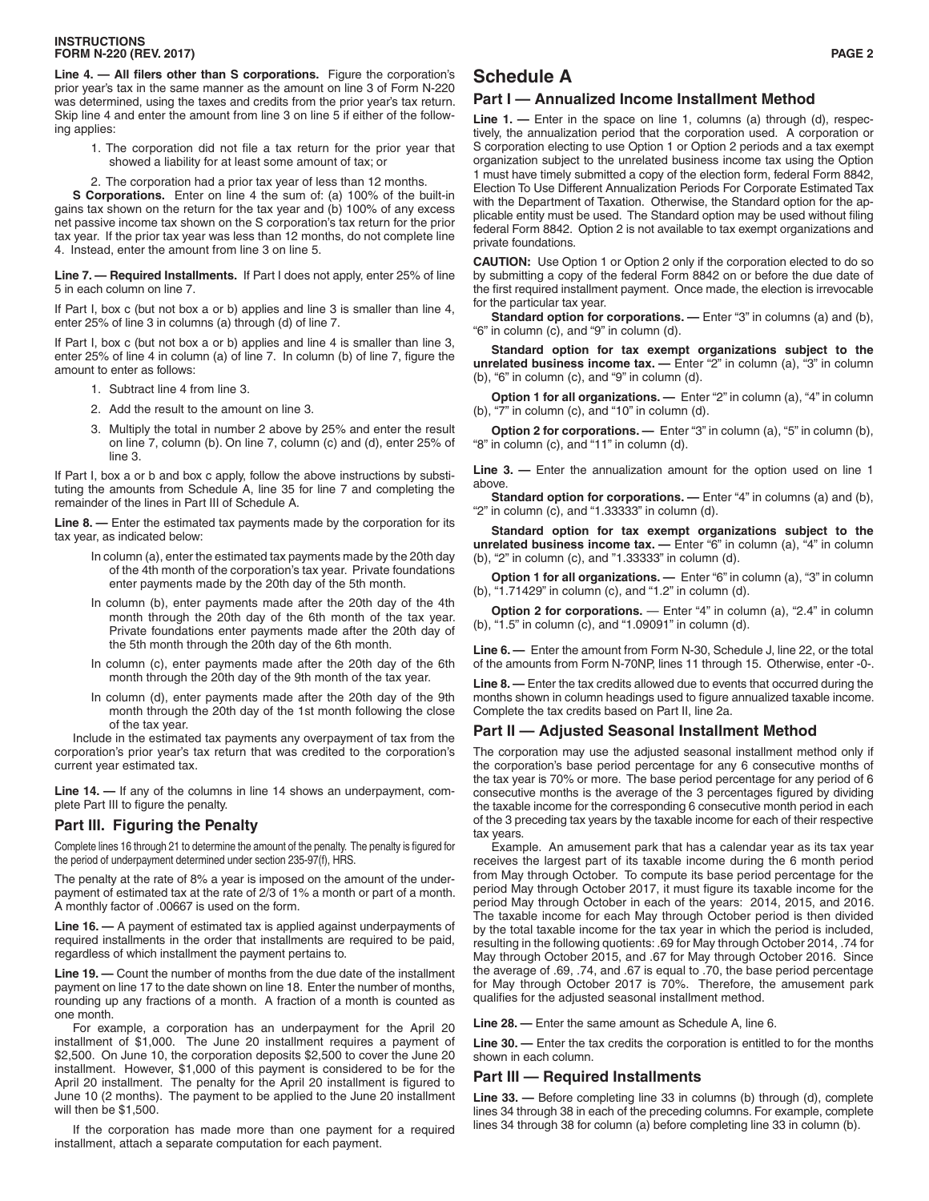**Line 4. — All filers other than S corporations.** Figure the corporation's prior year's tax in the same manner as the amount on line 3 of Form N-220 was determined, using the taxes and credits from the prior year's tax return. Skip line 4 and enter the amount from line 3 on line 5 if either of the following applies:

1. The corporation did not file a tax return for the prior year that showed a liability for at least some amount of tax; or
2. The corporation had a prior tax year of less than 12 months.

**S Corporations.** Enter on line 4 the sum of: (a) 100% of the built-in gains tax shown on the return for the tax year and (b) 100% of any excess net passive income tax shown on the S corporation's tax return for the prior tax year. If the prior tax year was less than 12 months, do not complete line 4. Instead, enter the amount from line 3 on line 5.

**Line 7. — Required Installments.** If Part I does not apply, enter 25% of line 5 in each column on line 7.

If Part I, box c (but not box a or b) applies and line 3 is smaller than line 4, enter 25% of line 3 in columns (a) through (d) of line 7.

If Part I, box c (but not box a or b) applies and line 4 is smaller than line 3, enter 25% of line 4 in column (a) of line 7. In column (b) of line 7, figure the amount to enter as follows:

1. Subtract line 4 from line 3.
2. Add the result to the amount on line 3.
3. Multiply the total in number 2 above by 25% and enter the result on line 7, column (b). On line 7, column (c) and (d), enter 25% of line 3.

If Part I, box a or b and box c apply, follow the above instructions by substituting the amounts from Schedule A, line 35 for line 7 and completing the remainder of the lines in Part III of Schedule A.

**Line 8. —** Enter the estimated tax payments made by the corporation for its tax year, as indicated below:

In column (a), enter the estimated tax payments made by the 20th day of the 4th month of the corporation's tax year. Private foundations enter payments made by the 20th day of the 5th month.

In column (b), enter payments made after the 20th day of the 4th month through the 20th day of the 6th month of the tax year. Private foundations enter payments made after the 20th day of the 5th month through the 20th day of the 6th month.

In column (c), enter payments made after the 20th day of the 6th month through the 20th day of the 9th month of the tax year.

In column (d), enter payments made after the 20th day of the 9th month through the 20th day of the 1st month following the close of the tax year.

Include in the estimated tax payments any overpayment of tax from the corporation's prior year's tax return that was credited to the corporation's current year estimated tax.

**Line 14. —** If any of the columns in line 14 shows an underpayment, complete Part III to figure the penalty.

## Part III. Figuring the Penalty

Complete lines 16 through 21 to determine the amount of the penalty. The penalty is figured for the period of underpayment determined under section 235-97(f), HRS.

The penalty at the rate of 8% a year is imposed on the amount of the underpayment of estimated tax at the rate of 2/3 of 1% a month or part of a month. A monthly factor of .00667 is used on the form.

**Line 16. —** A payment of estimated tax is applied against underpayments of required installments in the order that installments are required to be paid, regardless of which installment the payment pertains to.

**Line 19. —** Count the number of months from the due date of the installment payment on line 17 to the date shown on line 18. Enter the number of months, rounding up any fractions of a month. A fraction of a month is counted as one month.

For example, a corporation has an underpayment for the April 20 installment of $1,000. The June 20 installment requires a payment of $2,500. On June 10, the corporation deposits $2,500 to cover the June 20 installment. However, $1,000 of this payment is considered to be for the April 20 installment. The penalty for the April 20 installment is figured to June 10 (2 months). The payment to be applied to the June 20 installment will then be $1,500.

If the corporation has made more than one payment for a required installment, attach a separate computation for each payment.

# Schedule A

## Part I — Annualized Income Installment Method

**Line 1. —** Enter in the space on line 1, columns (a) through (d), respectively, the annualization period that the corporation used. A corporation or S corporation electing to use Option 1 or Option 2 periods and a tax exempt organization subject to the unrelated business income tax using the Option 1 must have timely submitted a copy of the election form, federal Form 8842, Election To Use Different Annualization Periods For Corporate Estimated Tax with the Department of Taxation. Otherwise, the Standard option for the applicable entity must be used. The Standard option may be used without filing federal Form 8842. Option 2 is not available to tax exempt organizations and private foundations.

**CAUTION:** Use Option 1 or Option 2 only if the corporation elected to do so by submitting a copy of the federal Form 8842 on or before the due date of the first required installment payment. Once made, the election is irrevocable for the particular tax year.

**Standard option for corporations. —** Enter "3" in columns (a) and (b), "6" in column (c), and "9" in column (d).

**Standard option for tax exempt organizations subject to the unrelated business income tax. —** Enter "2" in column (a), "3" in column (b), "6" in column (c), and "9" in column (d).

**Option 1 for all organizations. —** Enter "2" in column (a), "4" in column (b), "7" in column (c), and "10" in column (d).

**Option 2 for corporations. —** Enter "3" in column (a), "5" in column (b), "8" in column (c), and "11" in column (d).

**Line 3. —** Enter the annualization amount for the option used on line 1 above.

**Standard option for corporations. —** Enter "4" in columns (a) and (b), "2" in column (c), and "1.33333" in column (d).

**Standard option for tax exempt organizations subject to the unrelated business income tax. —** Enter "6" in column (a), "4" in column (b), "2" in column (c), and "1.33333" in column (d).

**Option 1 for all organizations. —** Enter "6" in column (a), "3" in column (b), "1.71429" in column (c), and "1.2" in column (d).

**Option 2 for corporations. —** Enter "4" in column (a), "2.4" in column (b), "1.5" in column (c), and "1.09091" in column (d).

**Line 6. —** Enter the amount from Form N-30, Schedule J, line 22, or the total of the amounts from Form N-70NP, lines 11 through 15. Otherwise, enter -0-.

**Line 8. —** Enter the tax credits allowed due to events that occurred during the months shown in column headings used to figure annualized taxable income. Complete the tax credits based on Part II, line 2a.

## Part II — Adjusted Seasonal Installment Method

The corporation may use the adjusted seasonal installment method only if the corporation's base period percentage for any 6 consecutive months of the tax year is 70% or more. The base period percentage for any period of 6 consecutive months is the average of the 3 percentages figured by dividing the taxable income for the corresponding 6 consecutive month period in each of the 3 preceding tax years by the taxable income for each of their respective tax years.

Example. An amusement park that has a calendar year as its tax year receives the largest part of its taxable income during the 6 month period from May through October. To compute its base period percentage for the period May through October 2017, it must figure its taxable income for the period May through October in each of the years: 2014, 2015, and 2016. The taxable income for each May through October period is then divided by the total taxable income for the tax year in which the period is included, resulting in the following quotients: .69 for May through October 2014, .74 for May through October 2015, and .67 for May through October 2016. Since the average of .69, .74, and .67 is equal to .70, the base period percentage for May through October 2017 is 70%. Therefore, the amusement park qualifies for the adjusted seasonal installment method.

**Line 28. —** Enter the same amount as Schedule A, line 6.

**Line 30. —** Enter the tax credits the corporation is entitled to for the months shown in each column.

## Part III — Required Installments

**Line 33. —** Before completing line 33 in columns (b) through (d), complete lines 34 through 38 in each of the preceding columns. For example, complete lines 34 through 38 for column (a) before completing line 33 in column (b).